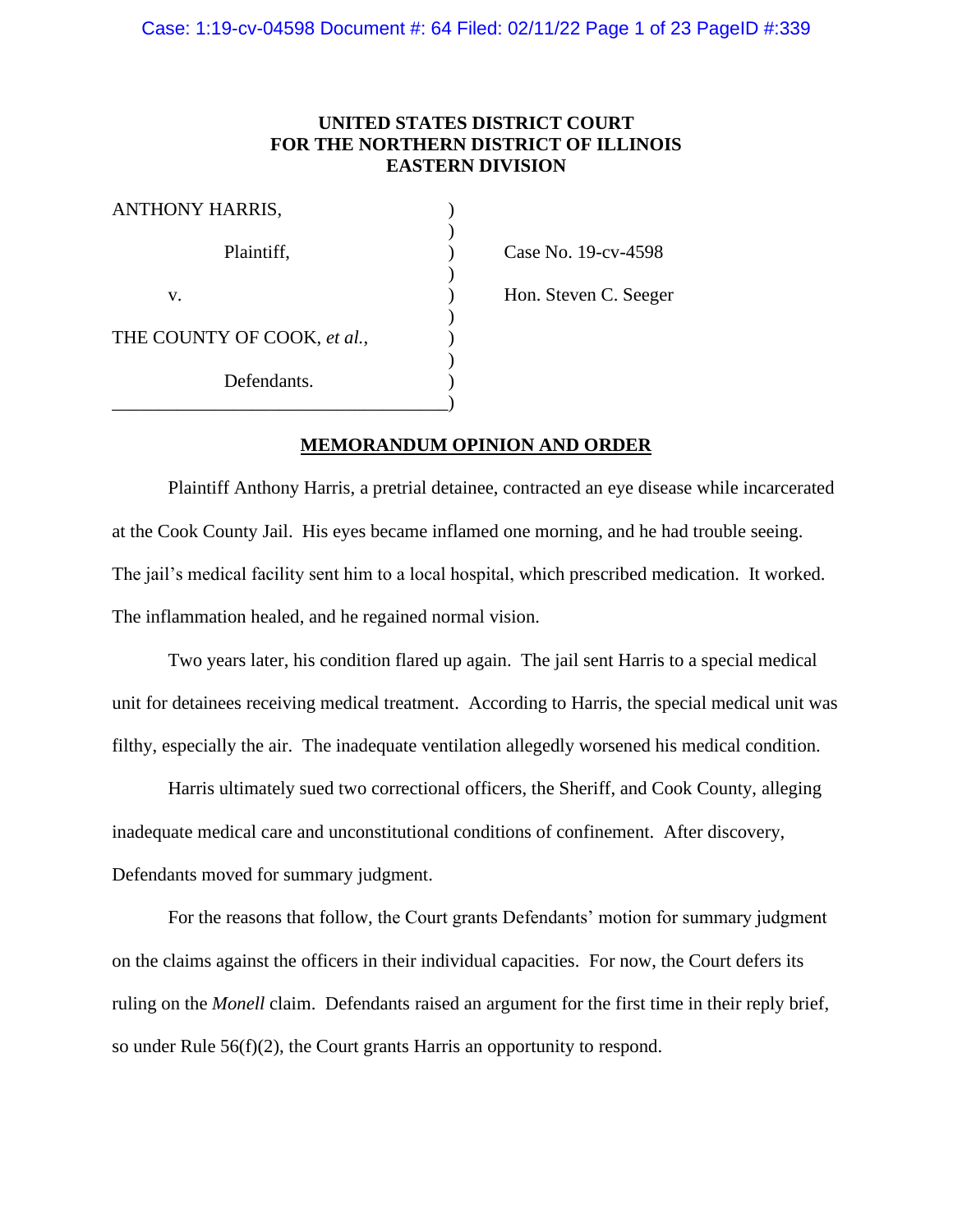**UNITED STATES DISTRICT COURT**
**FOR THE NORTHERN DISTRICT OF ILLINOIS**
**EASTERN DIVISION**

| | | |
|---|---|---|
| ANTHONY HARRIS, | ) | |
| Plaintiff, | ) | Case No. 19-cv-4598 |
| v. | ) | Hon. Steven C. Seeger |
| THE COUNTY OF COOK, *et al.*, | ) | |
| Defendants. | ) | |

**MEMORANDUM OPINION AND ORDER**

Plaintiff Anthony Harris, a pretrial detainee, contracted an eye disease while incarcerated at the Cook County Jail. His eyes became inflamed one morning, and he had trouble seeing. The jail's medical facility sent him to a local hospital, which prescribed medication. It worked. The inflammation healed, and he regained normal vision.

Two years later, his condition flared up again. The jail sent Harris to a special medical unit for detainees receiving medical treatment. According to Harris, the special medical unit was filthy, especially the air. The inadequate ventilation allegedly worsened his medical condition.

Harris ultimately sued two correctional officers, the Sheriff, and Cook County, alleging inadequate medical care and unconstitutional conditions of confinement. After discovery, Defendants moved for summary judgment.

For the reasons that follow, the Court grants Defendants' motion for summary judgment on the claims against the officers in their individual capacities. For now, the Court defers its ruling on the *Monell* claim. Defendants raised an argument for the first time in their reply brief, so under Rule 56(f)(2), the Court grants Harris an opportunity to respond.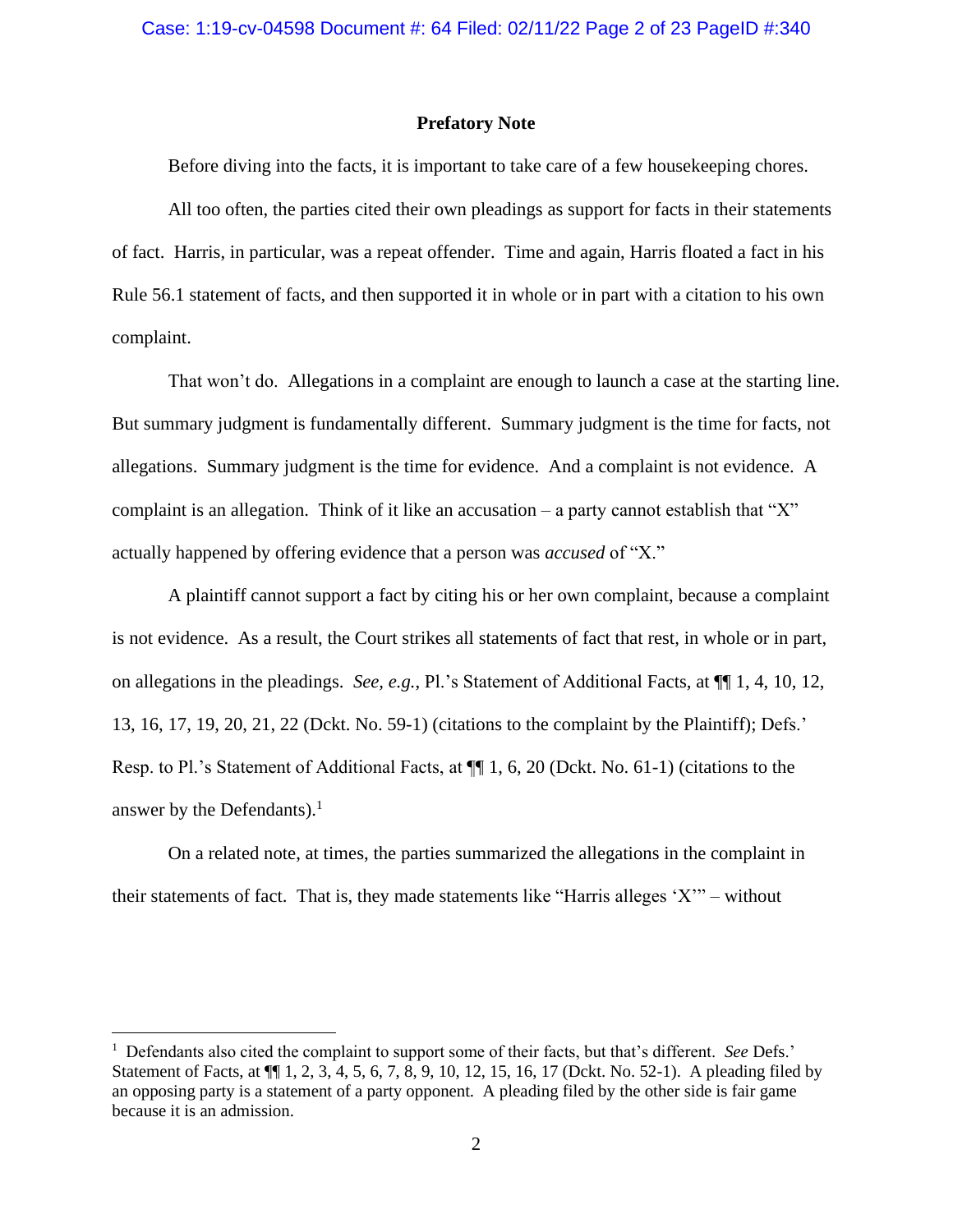## Prefatory Note

Before diving into the facts, it is important to take care of a few housekeeping chores.

All too often, the parties cited their own pleadings as support for facts in their statements of fact. Harris, in particular, was a repeat offender. Time and again, Harris floated a fact in his Rule 56.1 statement of facts, and then supported it in whole or in part with a citation to his own complaint.

That won't do. Allegations in a complaint are enough to launch a case at the starting line. But summary judgment is fundamentally different. Summary judgment is the time for facts, not allegations. Summary judgment is the time for evidence. And a complaint is not evidence. A complaint is an allegation. Think of it like an accusation – a party cannot establish that "X" actually happened by offering evidence that a person was *accused* of "X."

A plaintiff cannot support a fact by citing his or her own complaint, because a complaint is not evidence. As a result, the Court strikes all statements of fact that rest, in whole or in part, on allegations in the pleadings. *See, e.g.*, Pl.'s Statement of Additional Facts, at ¶¶ 1, 4, 10, 12, 13, 16, 17, 19, 20, 21, 22 (Dckt. No. 59-1) (citations to the complaint by the Plaintiff); Defs.' Resp. to Pl.'s Statement of Additional Facts, at ¶¶ 1, 6, 20 (Dckt. No. 61-1) (citations to the answer by the Defendants).[1]

On a related note, at times, the parties summarized the allegations in the complaint in their statements of fact. That is, they made statements like "Harris alleges 'X'" – without

---

[1] Defendants also cited the complaint to support some of their facts, but that's different. *See* Defs.' Statement of Facts, at ¶¶ 1, 2, 3, 4, 5, 6, 7, 8, 9, 10, 12, 15, 16, 17 (Dckt. No. 52-1). A pleading filed by an opposing party is a statement of a party opponent. A pleading filed by the other side is fair game because it is an admission.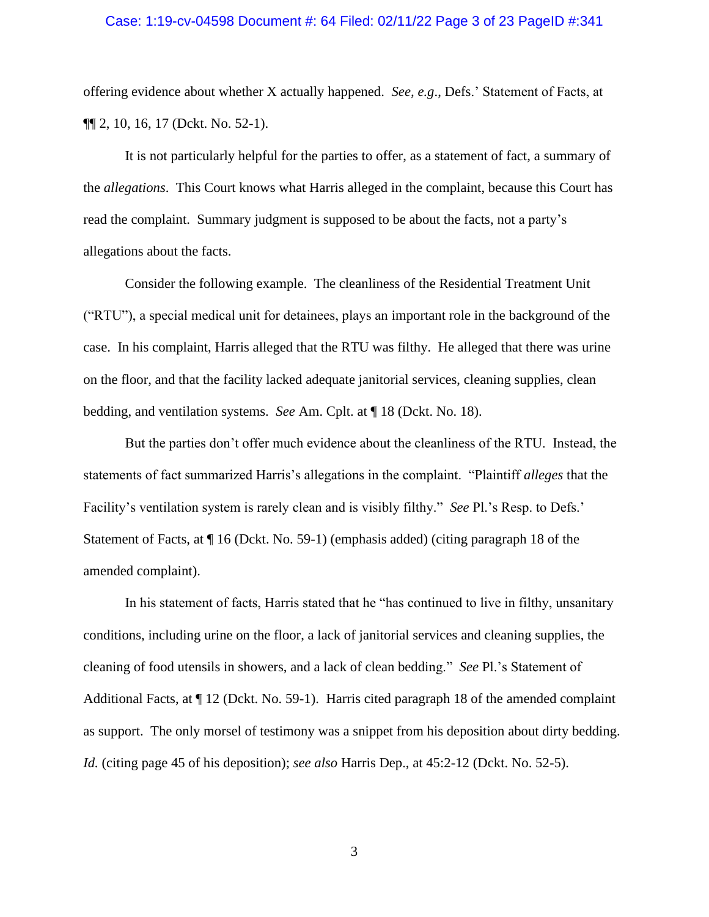offering evidence about whether X actually happened. *See, e.g.*, Defs.' Statement of Facts, at ¶¶ 2, 10, 16, 17 (Dckt. No. 52-1).

It is not particularly helpful for the parties to offer, as a statement of fact, a summary of the *allegations*. This Court knows what Harris alleged in the complaint, because this Court has read the complaint. Summary judgment is supposed to be about the facts, not a party's allegations about the facts.

Consider the following example. The cleanliness of the Residential Treatment Unit ("RTU"), a special medical unit for detainees, plays an important role in the background of the case. In his complaint, Harris alleged that the RTU was filthy. He alleged that there was urine on the floor, and that the facility lacked adequate janitorial services, cleaning supplies, clean bedding, and ventilation systems. *See* Am. Cplt. at ¶ 18 (Dckt. No. 18).

But the parties don't offer much evidence about the cleanliness of the RTU. Instead, the statements of fact summarized Harris's allegations in the complaint. "Plaintiff *alleges* that the Facility's ventilation system is rarely clean and is visibly filthy." *See* Pl.'s Resp. to Defs.' Statement of Facts, at ¶ 16 (Dckt. No. 59-1) (emphasis added) (citing paragraph 18 of the amended complaint).

In his statement of facts, Harris stated that he "has continued to live in filthy, unsanitary conditions, including urine on the floor, a lack of janitorial services and cleaning supplies, the cleaning of food utensils in showers, and a lack of clean bedding." *See* Pl.'s Statement of Additional Facts, at ¶ 12 (Dckt. No. 59-1). Harris cited paragraph 18 of the amended complaint as support. The only morsel of testimony was a snippet from his deposition about dirty bedding. *Id.* (citing page 45 of his deposition); *see also* Harris Dep., at 45:2-12 (Dckt. No. 52-5).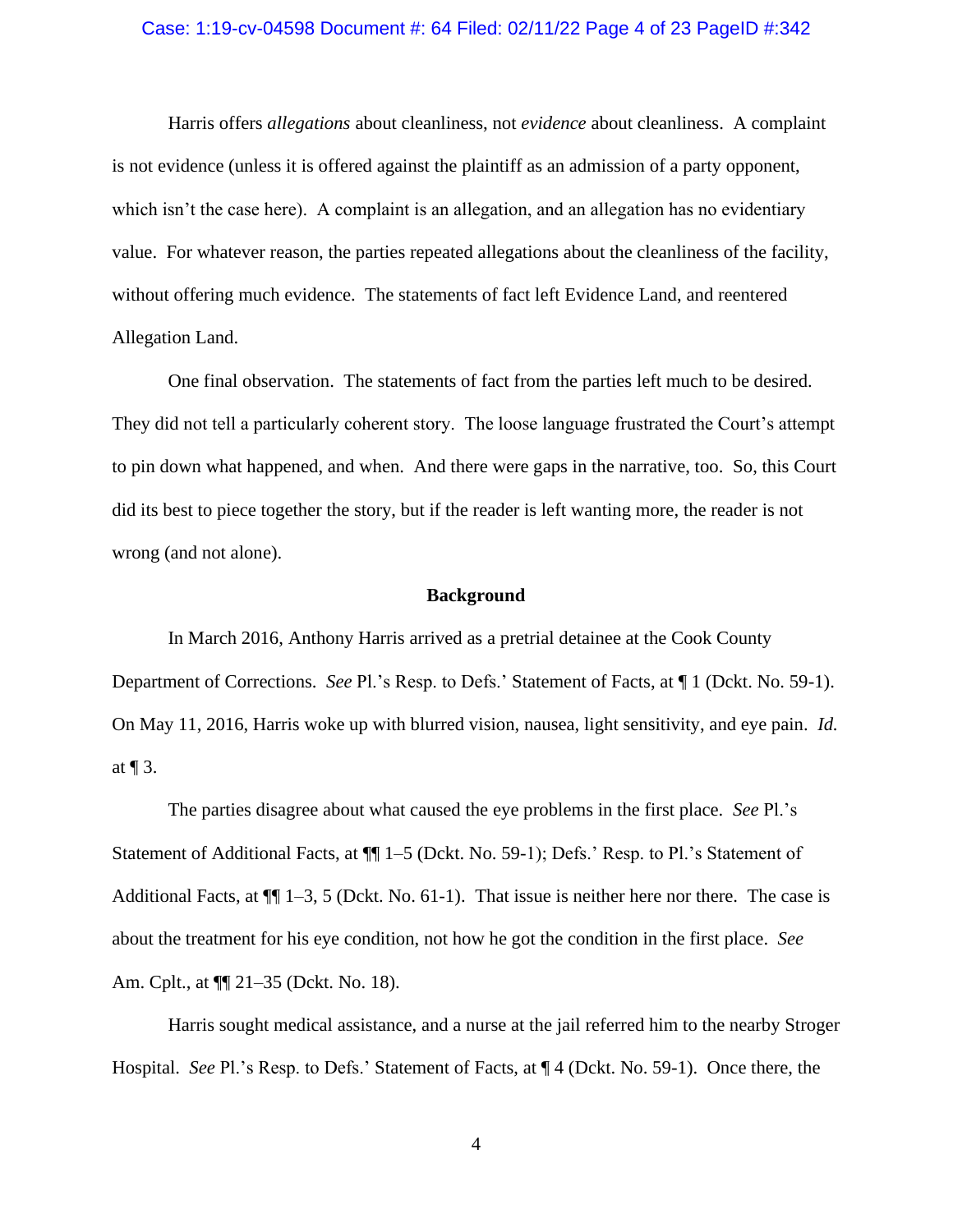Harris offers *allegations* about cleanliness, not *evidence* about cleanliness. A complaint is not evidence (unless it is offered against the plaintiff as an admission of a party opponent, which isn't the case here). A complaint is an allegation, and an allegation has no evidentiary value. For whatever reason, the parties repeated allegations about the cleanliness of the facility, without offering much evidence. The statements of fact left Evidence Land, and reentered Allegation Land.

One final observation. The statements of fact from the parties left much to be desired. They did not tell a particularly coherent story. The loose language frustrated the Court's attempt to pin down what happened, and when. And there were gaps in the narrative, too. So, this Court did its best to piece together the story, but if the reader is left wanting more, the reader is not wrong (and not alone).

## Background

In March 2016, Anthony Harris arrived as a pretrial detainee at the Cook County Department of Corrections. *See* Pl.'s Resp. to Defs.' Statement of Facts, at ¶ 1 (Dckt. No. 59-1). On May 11, 2016, Harris woke up with blurred vision, nausea, light sensitivity, and eye pain. *Id.* at ¶ 3.

The parties disagree about what caused the eye problems in the first place. *See* Pl.'s Statement of Additional Facts, at ¶¶ 1–5 (Dckt. No. 59-1); Defs.' Resp. to Pl.'s Statement of Additional Facts, at ¶¶ 1–3, 5 (Dckt. No. 61-1). That issue is neither here nor there. The case is about the treatment for his eye condition, not how he got the condition in the first place. *See* Am. Cplt., at ¶¶ 21–35 (Dckt. No. 18).

Harris sought medical assistance, and a nurse at the jail referred him to the nearby Stroger Hospital. *See* Pl.'s Resp. to Defs.' Statement of Facts, at ¶ 4 (Dckt. No. 59-1). Once there, the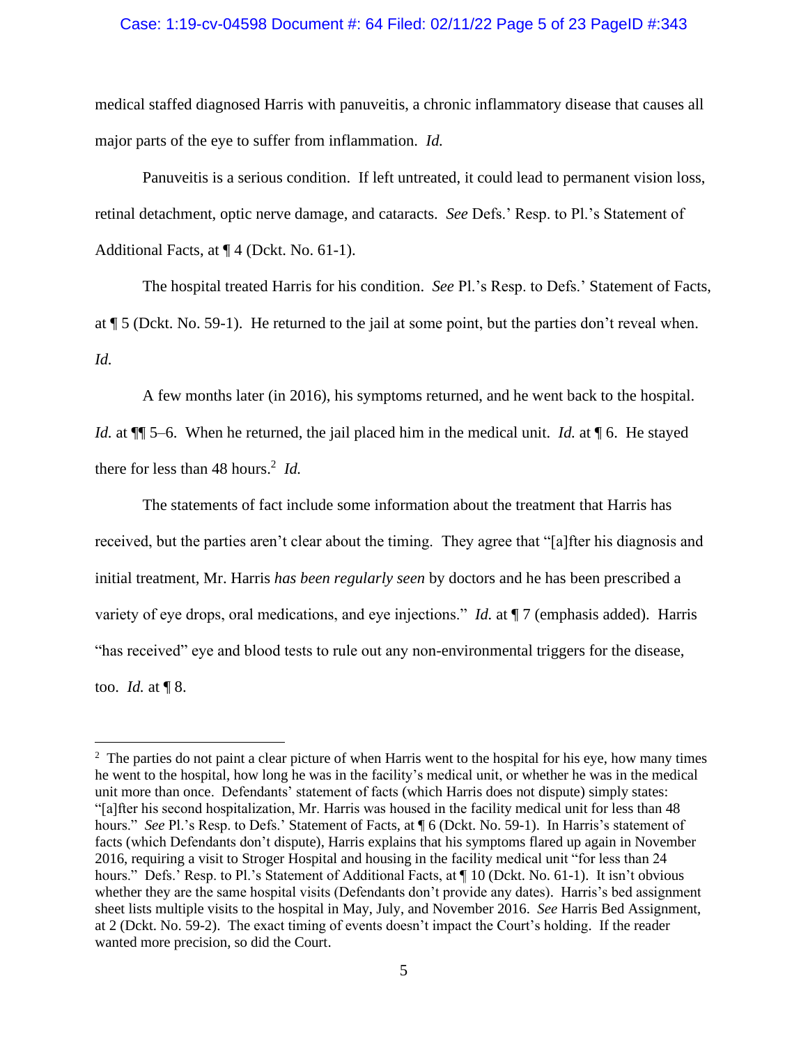medical staffed diagnosed Harris with panuveitis, a chronic inflammatory disease that causes all major parts of the eye to suffer from inflammation. *Id.*

Panuveitis is a serious condition. If left untreated, it could lead to permanent vision loss, retinal detachment, optic nerve damage, and cataracts. *See* Defs.' Resp. to Pl.'s Statement of Additional Facts, at ¶ 4 (Dckt. No. 61-1).

The hospital treated Harris for his condition. *See* Pl.'s Resp. to Defs.' Statement of Facts, at ¶ 5 (Dckt. No. 59-1). He returned to the jail at some point, but the parties don't reveal when. *Id.*

A few months later (in 2016), his symptoms returned, and he went back to the hospital. *Id.* at ¶¶ 5–6. When he returned, the jail placed him in the medical unit. *Id.* at ¶ 6. He stayed there for less than 48 hours.[2] *Id.*

The statements of fact include some information about the treatment that Harris has received, but the parties aren't clear about the timing. They agree that "[a]fter his diagnosis and initial treatment, Mr. Harris *has been regularly seen* by doctors and he has been prescribed a variety of eye drops, oral medications, and eye injections." *Id.* at ¶ 7 (emphasis added). Harris "has received" eye and blood tests to rule out any non-environmental triggers for the disease, too. *Id.* at ¶ 8.

---

[2] The parties do not paint a clear picture of when Harris went to the hospital for his eye, how many times he went to the hospital, how long he was in the facility's medical unit, or whether he was in the medical unit more than once. Defendants' statement of facts (which Harris does not dispute) simply states: "[a]fter his second hospitalization, Mr. Harris was housed in the facility medical unit for less than 48 hours." *See* Pl.'s Resp. to Defs.' Statement of Facts, at ¶ 6 (Dckt. No. 59-1). In Harris's statement of facts (which Defendants don't dispute), Harris explains that his symptoms flared up again in November 2016, requiring a visit to Stroger Hospital and housing in the facility medical unit "for less than 24 hours." Defs.' Resp. to Pl.'s Statement of Additional Facts, at ¶ 10 (Dckt. No. 61-1). It isn't obvious whether they are the same hospital visits (Defendants don't provide any dates). Harris's bed assignment sheet lists multiple visits to the hospital in May, July, and November 2016. *See* Harris Bed Assignment, at 2 (Dckt. No. 59-2). The exact timing of events doesn't impact the Court's holding. If the reader wanted more precision, so did the Court.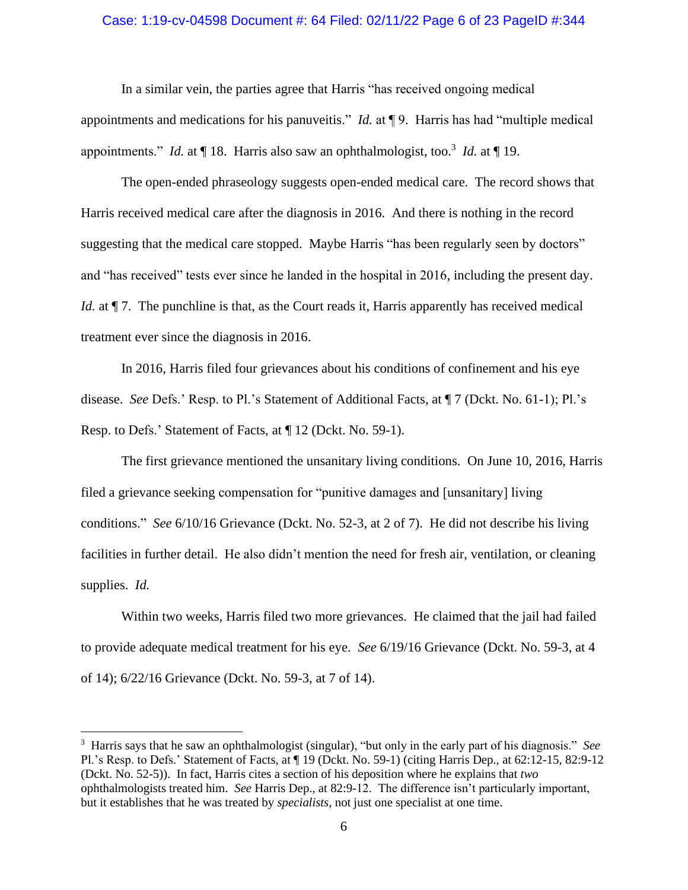In a similar vein, the parties agree that Harris "has received ongoing medical appointments and medications for his panuveitis." *Id.* at ¶ 9. Harris has had "multiple medical appointments." *Id.* at ¶ 18. Harris also saw an ophthalmologist, too.[3] *Id.* at ¶ 19.

The open-ended phraseology suggests open-ended medical care. The record shows that Harris received medical care after the diagnosis in 2016. And there is nothing in the record suggesting that the medical care stopped. Maybe Harris "has been regularly seen by doctors" and "has received" tests ever since he landed in the hospital in 2016, including the present day. *Id.* at ¶ 7. The punchline is that, as the Court reads it, Harris apparently has received medical treatment ever since the diagnosis in 2016.

In 2016, Harris filed four grievances about his conditions of confinement and his eye disease. *See* Defs.' Resp. to Pl.'s Statement of Additional Facts, at ¶ 7 (Dckt. No. 61-1); Pl.'s Resp. to Defs.' Statement of Facts, at ¶ 12 (Dckt. No. 59-1).

The first grievance mentioned the unsanitary living conditions. On June 10, 2016, Harris filed a grievance seeking compensation for "punitive damages and [unsanitary] living conditions." *See* 6/10/16 Grievance (Dckt. No. 52-3, at 2 of 7). He did not describe his living facilities in further detail. He also didn't mention the need for fresh air, ventilation, or cleaning supplies. *Id.*

Within two weeks, Harris filed two more grievances. He claimed that the jail had failed to provide adequate medical treatment for his eye. *See* 6/19/16 Grievance (Dckt. No. 59-3, at 4 of 14); 6/22/16 Grievance (Dckt. No. 59-3, at 7 of 14).

---

[3] Harris says that he saw an ophthalmologist (singular), "but only in the early part of his diagnosis." *See* Pl.'s Resp. to Defs.' Statement of Facts, at ¶ 19 (Dckt. No. 59-1) (citing Harris Dep., at 62:12-15, 82:9-12 (Dckt. No. 52-5)). In fact, Harris cites a section of his deposition where he explains that *two* ophthalmologists treated him. *See* Harris Dep., at 82:9-12. The difference isn't particularly important, but it establishes that he was treated by *specialists*, not just one specialist at one time.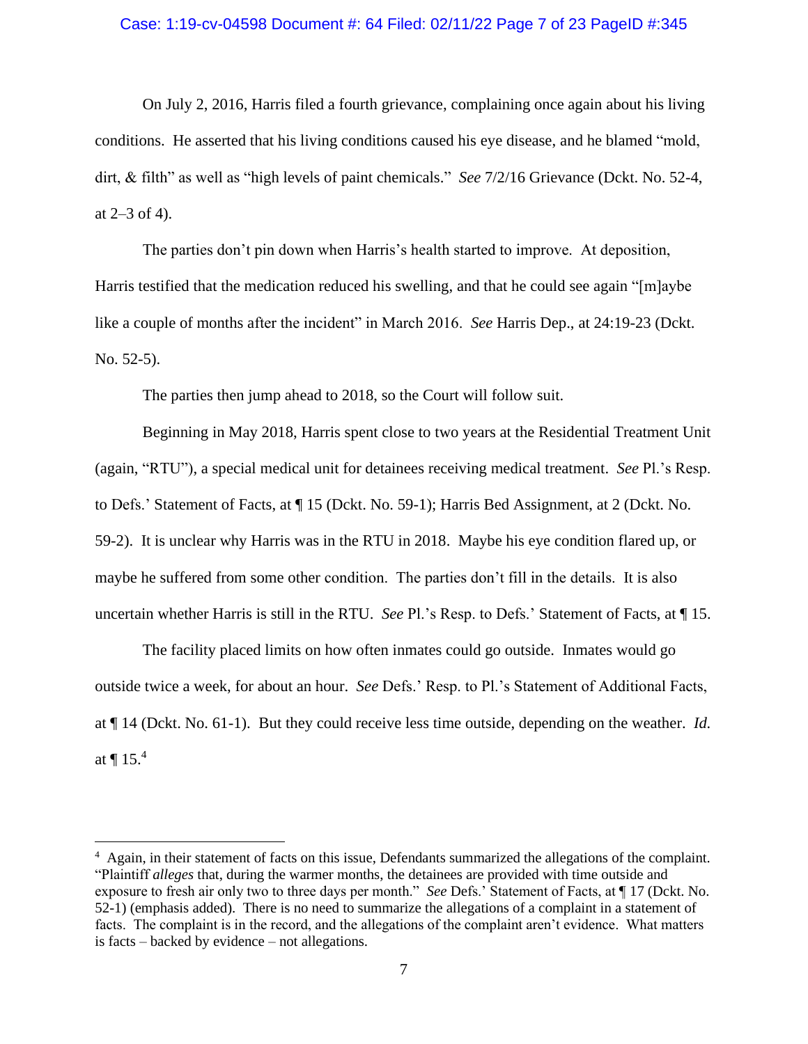On July 2, 2016, Harris filed a fourth grievance, complaining once again about his living conditions. He asserted that his living conditions caused his eye disease, and he blamed "mold, dirt, & filth" as well as "high levels of paint chemicals." *See* 7/2/16 Grievance (Dckt. No. 52-4, at 2–3 of 4).

The parties don't pin down when Harris's health started to improve. At deposition, Harris testified that the medication reduced his swelling, and that he could see again "[m]aybe like a couple of months after the incident" in March 2016. *See* Harris Dep., at 24:19-23 (Dckt. No. 52-5).

The parties then jump ahead to 2018, so the Court will follow suit.

Beginning in May 2018, Harris spent close to two years at the Residential Treatment Unit (again, "RTU"), a special medical unit for detainees receiving medical treatment. *See* Pl.'s Resp. to Defs.' Statement of Facts, at ¶ 15 (Dckt. No. 59-1); Harris Bed Assignment, at 2 (Dckt. No. 59-2). It is unclear why Harris was in the RTU in 2018. Maybe his eye condition flared up, or maybe he suffered from some other condition. The parties don't fill in the details. It is also uncertain whether Harris is still in the RTU. *See* Pl.'s Resp. to Defs.' Statement of Facts, at ¶ 15.

The facility placed limits on how often inmates could go outside. Inmates would go outside twice a week, for about an hour. *See* Defs.' Resp. to Pl.'s Statement of Additional Facts, at ¶ 14 (Dckt. No. 61-1). But they could receive less time outside, depending on the weather. *Id.* at ¶ 15.[4]

[4] Again, in their statement of facts on this issue, Defendants summarized the allegations of the complaint. "Plaintiff *alleges* that, during the warmer months, the detainees are provided with time outside and exposure to fresh air only two to three days per month." *See* Defs.' Statement of Facts, at ¶ 17 (Dckt. No. 52-1) (emphasis added). There is no need to summarize the allegations of a complaint in a statement of facts. The complaint is in the record, and the allegations of the complaint aren't evidence. What matters is facts – backed by evidence – not allegations.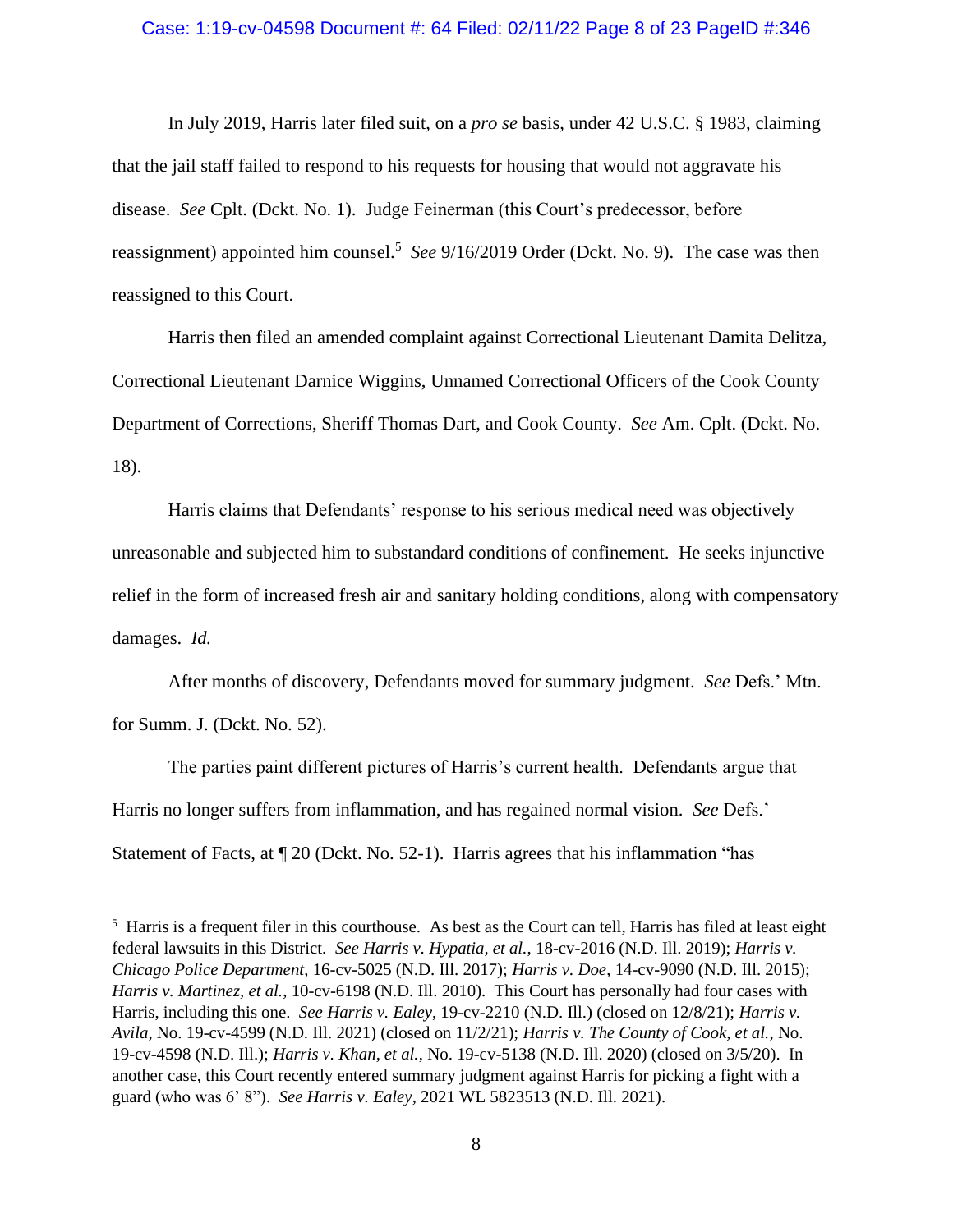In July 2019, Harris later filed suit, on a *pro se* basis, under 42 U.S.C. § 1983, claiming that the jail staff failed to respond to his requests for housing that would not aggravate his disease. *See* Cplt. (Dckt. No. 1). Judge Feinerman (this Court's predecessor, before reassignment) appointed him counsel.[5] *See* 9/16/2019 Order (Dckt. No. 9). The case was then reassigned to this Court.

Harris then filed an amended complaint against Correctional Lieutenant Damita Delitza, Correctional Lieutenant Darnice Wiggins, Unnamed Correctional Officers of the Cook County Department of Corrections, Sheriff Thomas Dart, and Cook County. *See* Am. Cplt. (Dckt. No. 18).

Harris claims that Defendants' response to his serious medical need was objectively unreasonable and subjected him to substandard conditions of confinement. He seeks injunctive relief in the form of increased fresh air and sanitary holding conditions, along with compensatory damages. *Id.*

After months of discovery, Defendants moved for summary judgment. *See* Defs.' Mtn. for Summ. J. (Dckt. No. 52).

The parties paint different pictures of Harris's current health. Defendants argue that Harris no longer suffers from inflammation, and has regained normal vision. *See* Defs.' Statement of Facts, at ¶ 20 (Dckt. No. 52-1). Harris agrees that his inflammation "has

---

[5] Harris is a frequent filer in this courthouse. As best as the Court can tell, Harris has filed at least eight federal lawsuits in this District. *See Harris v. Hypatia, et al.*, 18-cv-2016 (N.D. Ill. 2019); *Harris v. Chicago Police Department*, 16-cv-5025 (N.D. Ill. 2017); *Harris v. Doe*, 14-cv-9090 (N.D. Ill. 2015); *Harris v. Martinez, et al.*, 10-cv-6198 (N.D. Ill. 2010). This Court has personally had four cases with Harris, including this one. *See Harris v. Ealey*, 19-cv-2210 (N.D. Ill.) (closed on 12/8/21); *Harris v. Avila*, No. 19-cv-4599 (N.D. Ill. 2021) (closed on 11/2/21); *Harris v. The County of Cook, et al.*, No. 19-cv-4598 (N.D. Ill.); *Harris v. Khan, et al.*, No. 19-cv-5138 (N.D. Ill. 2020) (closed on 3/5/20). In another case, this Court recently entered summary judgment against Harris for picking a fight with a guard (who was 6' 8"). *See Harris v. Ealey*, 2021 WL 5823513 (N.D. Ill. 2021).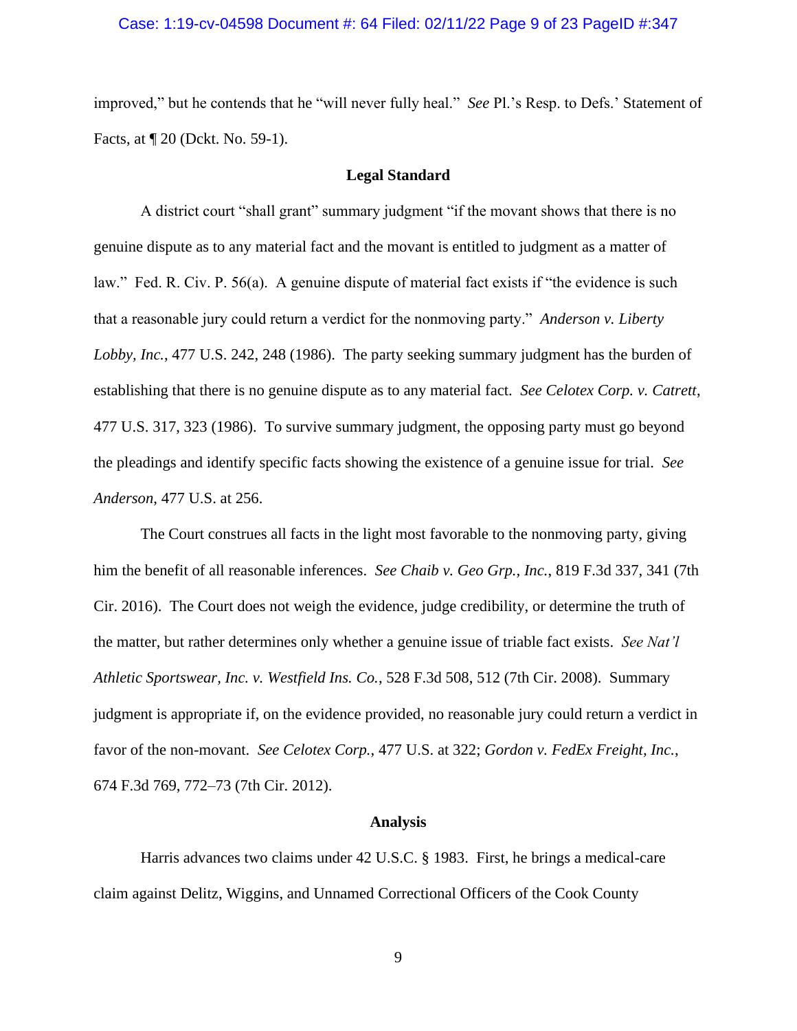improved," but he contends that he "will never fully heal." *See* Pl.'s Resp. to Defs.' Statement of Facts, at ¶ 20 (Dckt. No. 59-1).

## Legal Standard

A district court "shall grant" summary judgment "if the movant shows that there is no genuine dispute as to any material fact and the movant is entitled to judgment as a matter of law." Fed. R. Civ. P. 56(a). A genuine dispute of material fact exists if "the evidence is such that a reasonable jury could return a verdict for the nonmoving party." *Anderson v. Liberty Lobby, Inc.*, 477 U.S. 242, 248 (1986). The party seeking summary judgment has the burden of establishing that there is no genuine dispute as to any material fact. *See Celotex Corp. v. Catrett*, 477 U.S. 317, 323 (1986). To survive summary judgment, the opposing party must go beyond the pleadings and identify specific facts showing the existence of a genuine issue for trial. *See Anderson*, 477 U.S. at 256.

The Court construes all facts in the light most favorable to the nonmoving party, giving him the benefit of all reasonable inferences. *See Chaib v. Geo Grp., Inc.*, 819 F.3d 337, 341 (7th Cir. 2016). The Court does not weigh the evidence, judge credibility, or determine the truth of the matter, but rather determines only whether a genuine issue of triable fact exists. *See Nat'l Athletic Sportswear, Inc. v. Westfield Ins. Co.*, 528 F.3d 508, 512 (7th Cir. 2008). Summary judgment is appropriate if, on the evidence provided, no reasonable jury could return a verdict in favor of the non-movant. *See Celotex Corp.*, 477 U.S. at 322; *Gordon v. FedEx Freight, Inc.*, 674 F.3d 769, 772–73 (7th Cir. 2012).

## Analysis

Harris advances two claims under 42 U.S.C. § 1983. First, he brings a medical-care claim against Delitz, Wiggins, and Unnamed Correctional Officers of the Cook County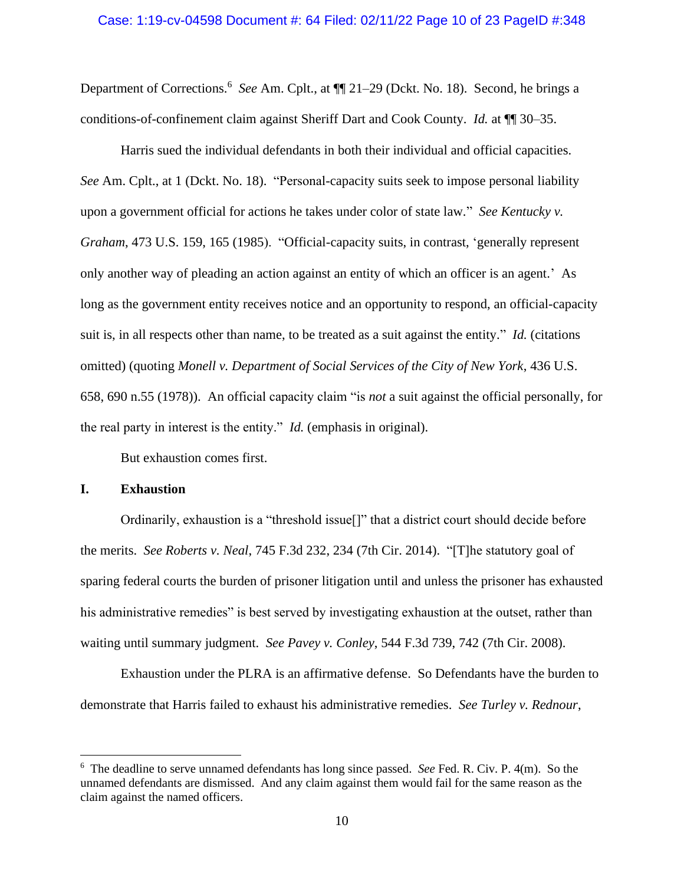Department of Corrections.[6] *See* Am. Cplt., at ¶¶ 21–29 (Dckt. No. 18). Second, he brings a conditions-of-confinement claim against Sheriff Dart and Cook County. *Id.* at ¶¶ 30–35.

Harris sued the individual defendants in both their individual and official capacities. *See* Am. Cplt., at 1 (Dckt. No. 18). "Personal-capacity suits seek to impose personal liability upon a government official for actions he takes under color of state law." *See Kentucky v. Graham*, 473 U.S. 159, 165 (1985). "Official-capacity suits, in contrast, 'generally represent only another way of pleading an action against an entity of which an officer is an agent.' As long as the government entity receives notice and an opportunity to respond, an official-capacity suit is, in all respects other than name, to be treated as a suit against the entity." *Id.* (citations omitted) (quoting *Monell v. Department of Social Services of the City of New York*, 436 U.S. 658, 690 n.55 (1978)). An official capacity claim "is *not* a suit against the official personally, for the real party in interest is the entity." *Id.* (emphasis in original).

But exhaustion comes first.

## I. Exhaustion

Ordinarily, exhaustion is a "threshold issue[]" that a district court should decide before the merits. *See Roberts v. Neal*, 745 F.3d 232, 234 (7th Cir. 2014). "[T]he statutory goal of sparing federal courts the burden of prisoner litigation until and unless the prisoner has exhausted his administrative remedies" is best served by investigating exhaustion at the outset, rather than waiting until summary judgment. *See Pavey v. Conley*, 544 F.3d 739, 742 (7th Cir. 2008).

Exhaustion under the PLRA is an affirmative defense. So Defendants have the burden to demonstrate that Harris failed to exhaust his administrative remedies. *See Turley v. Rednour*,

---

[6] The deadline to serve unnamed defendants has long since passed. *See* Fed. R. Civ. P. 4(m). So the unnamed defendants are dismissed. And any claim against them would fail for the same reason as the claim against the named officers.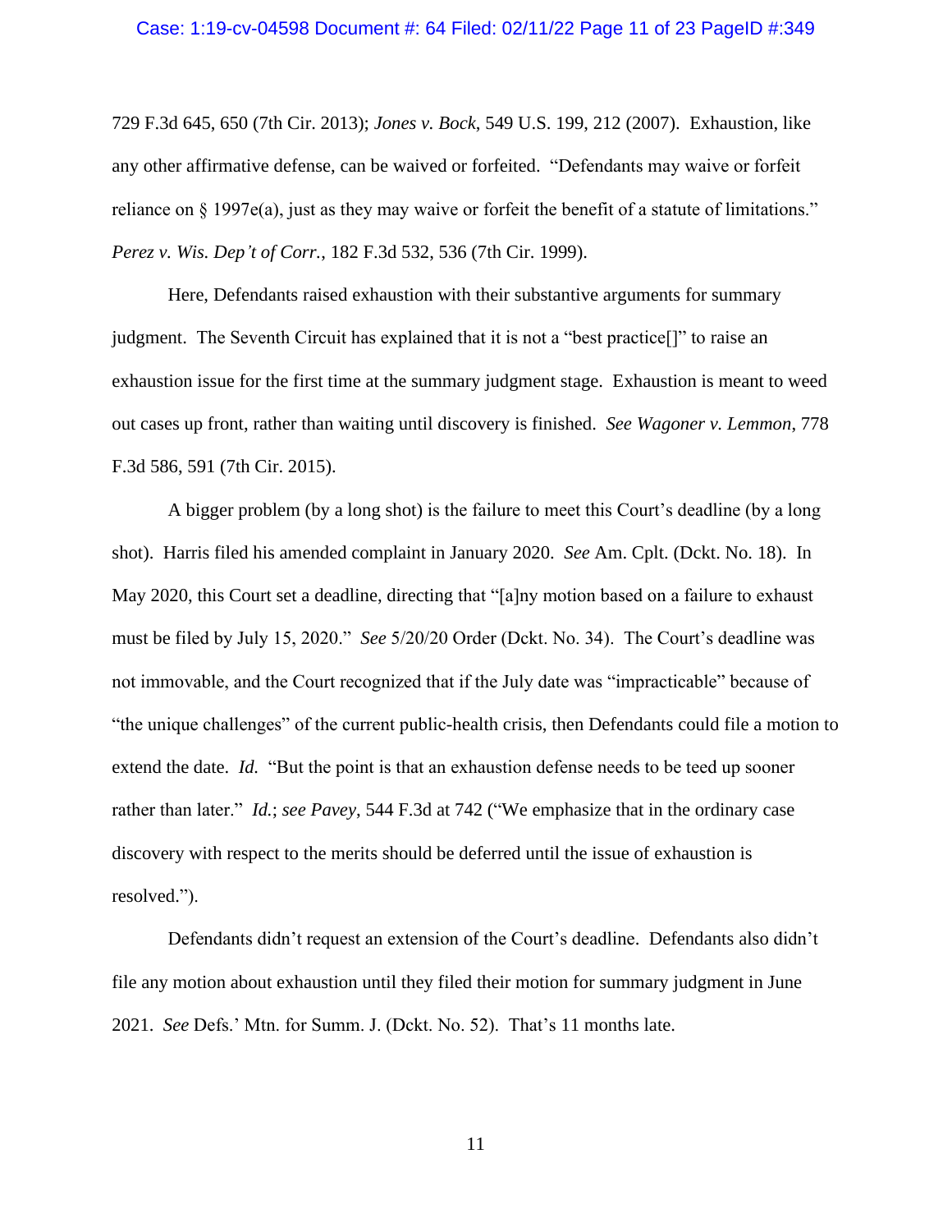729 F.3d 645, 650 (7th Cir. 2013); *Jones v. Bock*, 549 U.S. 199, 212 (2007). Exhaustion, like any other affirmative defense, can be waived or forfeited. "Defendants may waive or forfeit reliance on § 1997e(a), just as they may waive or forfeit the benefit of a statute of limitations." *Perez v. Wis. Dep't of Corr.*, 182 F.3d 532, 536 (7th Cir. 1999).

Here, Defendants raised exhaustion with their substantive arguments for summary judgment. The Seventh Circuit has explained that it is not a "best practice[]" to raise an exhaustion issue for the first time at the summary judgment stage. Exhaustion is meant to weed out cases up front, rather than waiting until discovery is finished. *See Wagoner v. Lemmon*, 778 F.3d 586, 591 (7th Cir. 2015).

A bigger problem (by a long shot) is the failure to meet this Court's deadline (by a long shot). Harris filed his amended complaint in January 2020. *See* Am. Cplt. (Dckt. No. 18). In May 2020, this Court set a deadline, directing that "[a]ny motion based on a failure to exhaust must be filed by July 15, 2020." *See* 5/20/20 Order (Dckt. No. 34). The Court's deadline was not immovable, and the Court recognized that if the July date was "impracticable" because of "the unique challenges" of the current public-health crisis, then Defendants could file a motion to extend the date. *Id.* "But the point is that an exhaustion defense needs to be teed up sooner rather than later." *Id.*; *see Pavey*, 544 F.3d at 742 ("We emphasize that in the ordinary case discovery with respect to the merits should be deferred until the issue of exhaustion is resolved.").

Defendants didn't request an extension of the Court's deadline. Defendants also didn't file any motion about exhaustion until they filed their motion for summary judgment in June 2021. *See* Defs.' Mtn. for Summ. J. (Dckt. No. 52). That's 11 months late.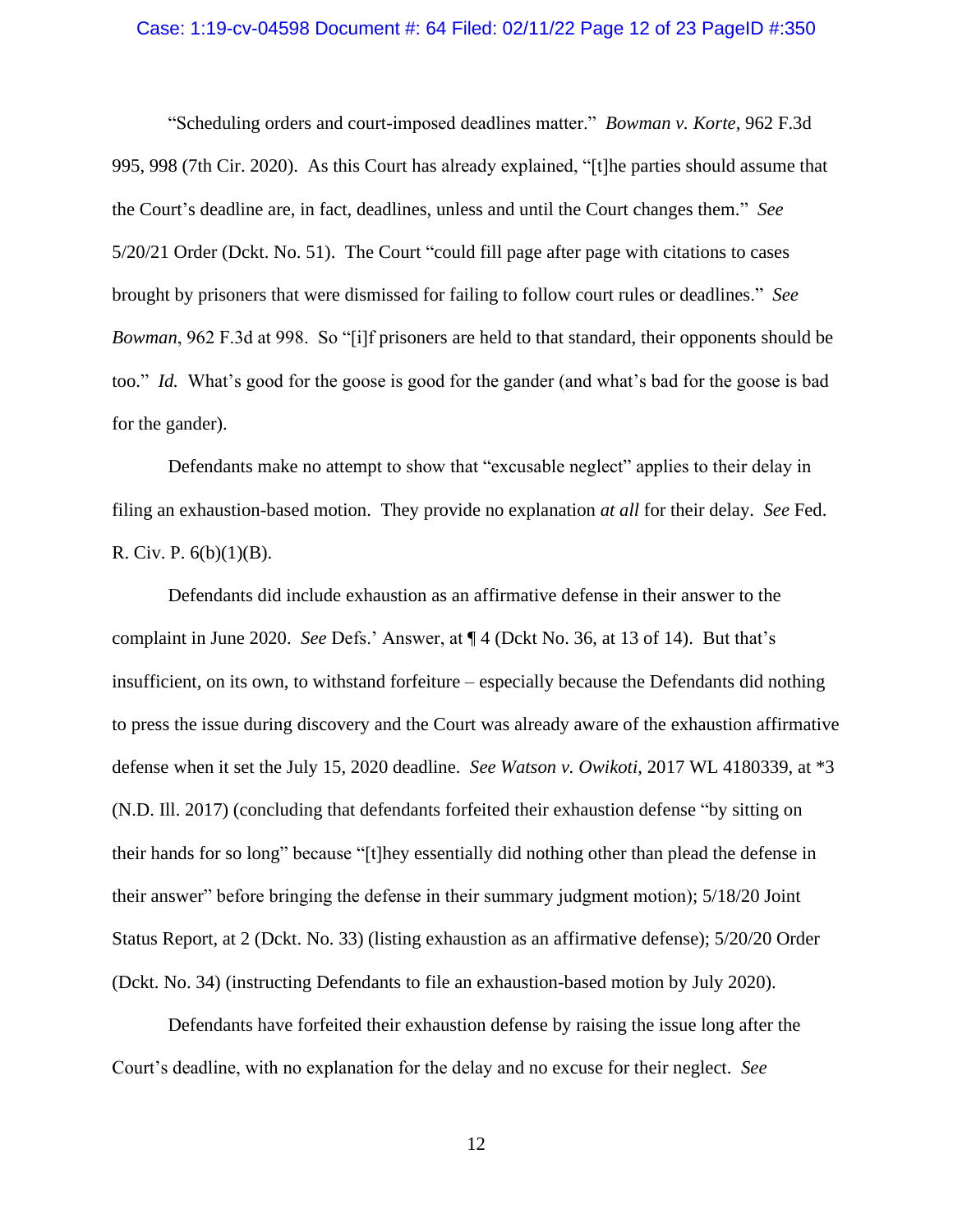"Scheduling orders and court-imposed deadlines matter." *Bowman v. Korte*, 962 F.3d 995, 998 (7th Cir. 2020). As this Court has already explained, "[t]he parties should assume that the Court's deadline are, in fact, deadlines, unless and until the Court changes them." *See* 5/20/21 Order (Dckt. No. 51). The Court "could fill page after page with citations to cases brought by prisoners that were dismissed for failing to follow court rules or deadlines." *See* *Bowman*, 962 F.3d at 998. So "[i]f prisoners are held to that standard, their opponents should be too." *Id.* What's good for the goose is good for the gander (and what's bad for the goose is bad for the gander).

Defendants make no attempt to show that "excusable neglect" applies to their delay in filing an exhaustion-based motion. They provide no explanation *at all* for their delay. *See* Fed. R. Civ. P. 6(b)(1)(B).

Defendants did include exhaustion as an affirmative defense in their answer to the complaint in June 2020. *See* Defs.' Answer, at ¶ 4 (Dckt No. 36, at 13 of 14). But that's insufficient, on its own, to withstand forfeiture – especially because the Defendants did nothing to press the issue during discovery and the Court was already aware of the exhaustion affirmative defense when it set the July 15, 2020 deadline. *See Watson v. Owikoti*, 2017 WL 4180339, at *3 (N.D. Ill. 2017) (concluding that defendants forfeited their exhaustion defense "by sitting on their hands for so long" because "[t]hey essentially did nothing other than plead the defense in their answer" before bringing the defense in their summary judgment motion); 5/18/20 Joint Status Report, at 2 (Dckt. No. 33) (listing exhaustion as an affirmative defense); 5/20/20 Order (Dckt. No. 34) (instructing Defendants to file an exhaustion-based motion by July 2020).

Defendants have forfeited their exhaustion defense by raising the issue long after the Court's deadline, with no explanation for the delay and no excuse for their neglect. *See*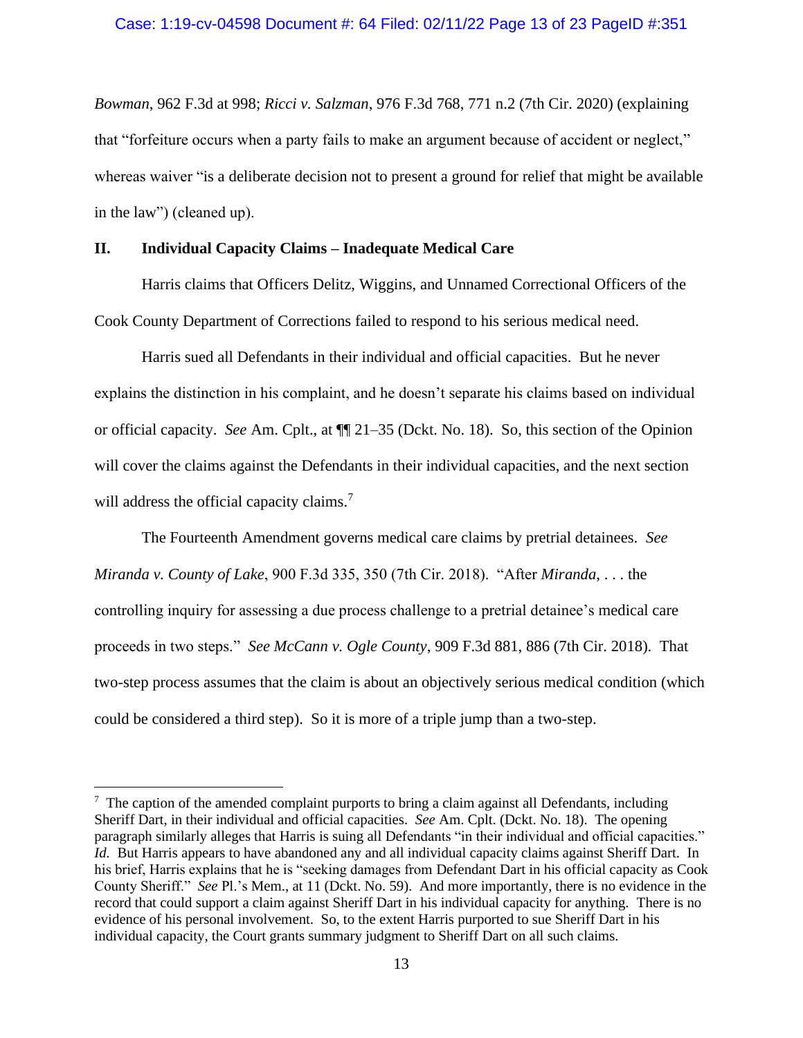*Bowman*, 962 F.3d at 998; *Ricci v. Salzman*, 976 F.3d 768, 771 n.2 (7th Cir. 2020) (explaining that "forfeiture occurs when a party fails to make an argument because of accident or neglect," whereas waiver "is a deliberate decision not to present a ground for relief that might be available in the law") (cleaned up).

## II. Individual Capacity Claims – Inadequate Medical Care

Harris claims that Officers Delitz, Wiggins, and Unnamed Correctional Officers of the Cook County Department of Corrections failed to respond to his serious medical need.

Harris sued all Defendants in their individual and official capacities. But he never explains the distinction in his complaint, and he doesn't separate his claims based on individual or official capacity. *See* Am. Cplt., at ¶¶ 21–35 (Dckt. No. 18). So, this section of the Opinion will cover the claims against the Defendants in their individual capacities, and the next section will address the official capacity claims.[7]

The Fourteenth Amendment governs medical care claims by pretrial detainees. *See Miranda v. County of Lake*, 900 F.3d 335, 350 (7th Cir. 2018). "After *Miranda*, . . . the controlling inquiry for assessing a due process challenge to a pretrial detainee's medical care proceeds in two steps." *See McCann v. Ogle County*, 909 F.3d 881, 886 (7th Cir. 2018). That two-step process assumes that the claim is about an objectively serious medical condition (which could be considered a third step). So it is more of a triple jump than a two-step.

---

[7] The caption of the amended complaint purports to bring a claim against all Defendants, including Sheriff Dart, in their individual and official capacities. *See* Am. Cplt. (Dckt. No. 18). The opening paragraph similarly alleges that Harris is suing all Defendants "in their individual and official capacities." *Id.* But Harris appears to have abandoned any and all individual capacity claims against Sheriff Dart. In his brief, Harris explains that he is "seeking damages from Defendant Dart in his official capacity as Cook County Sheriff." *See* Pl.'s Mem., at 11 (Dckt. No. 59). And more importantly, there is no evidence in the record that could support a claim against Sheriff Dart in his individual capacity for anything. There is no evidence of his personal involvement. So, to the extent Harris purported to sue Sheriff Dart in his individual capacity, the Court grants summary judgment to Sheriff Dart on all such claims.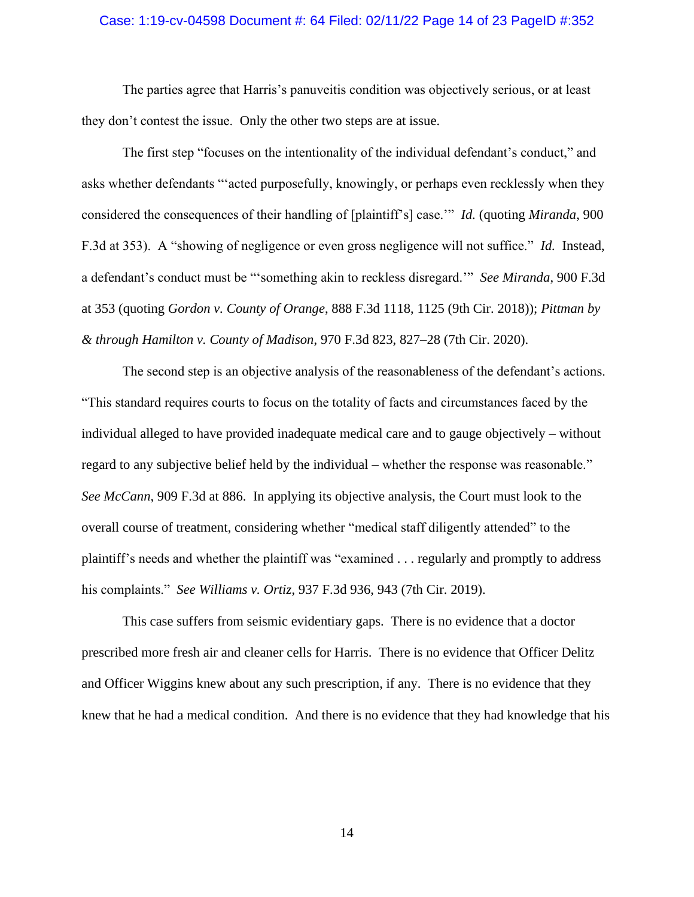The parties agree that Harris's panuveitis condition was objectively serious, or at least they don't contest the issue. Only the other two steps are at issue.

The first step "focuses on the intentionality of the individual defendant's conduct," and asks whether defendants "'acted purposefully, knowingly, or perhaps even recklessly when they considered the consequences of their handling of [plaintiff's] case.'" *Id.* (quoting *Miranda*, 900 F.3d at 353). A "showing of negligence or even gross negligence will not suffice." *Id.* Instead, a defendant's conduct must be "'something akin to reckless disregard.'" *See Miranda*, 900 F.3d at 353 (quoting *Gordon v. County of Orange*, 888 F.3d 1118, 1125 (9th Cir. 2018)); *Pittman by & through Hamilton v. County of Madison*, 970 F.3d 823, 827–28 (7th Cir. 2020).

The second step is an objective analysis of the reasonableness of the defendant's actions. "This standard requires courts to focus on the totality of facts and circumstances faced by the individual alleged to have provided inadequate medical care and to gauge objectively – without regard to any subjective belief held by the individual – whether the response was reasonable." *See McCann*, 909 F.3d at 886. In applying its objective analysis, the Court must look to the overall course of treatment, considering whether "medical staff diligently attended" to the plaintiff's needs and whether the plaintiff was "examined . . . regularly and promptly to address his complaints." *See Williams v. Ortiz*, 937 F.3d 936, 943 (7th Cir. 2019).

This case suffers from seismic evidentiary gaps. There is no evidence that a doctor prescribed more fresh air and cleaner cells for Harris. There is no evidence that Officer Delitz and Officer Wiggins knew about any such prescription, if any. There is no evidence that they knew that he had a medical condition. And there is no evidence that they had knowledge that his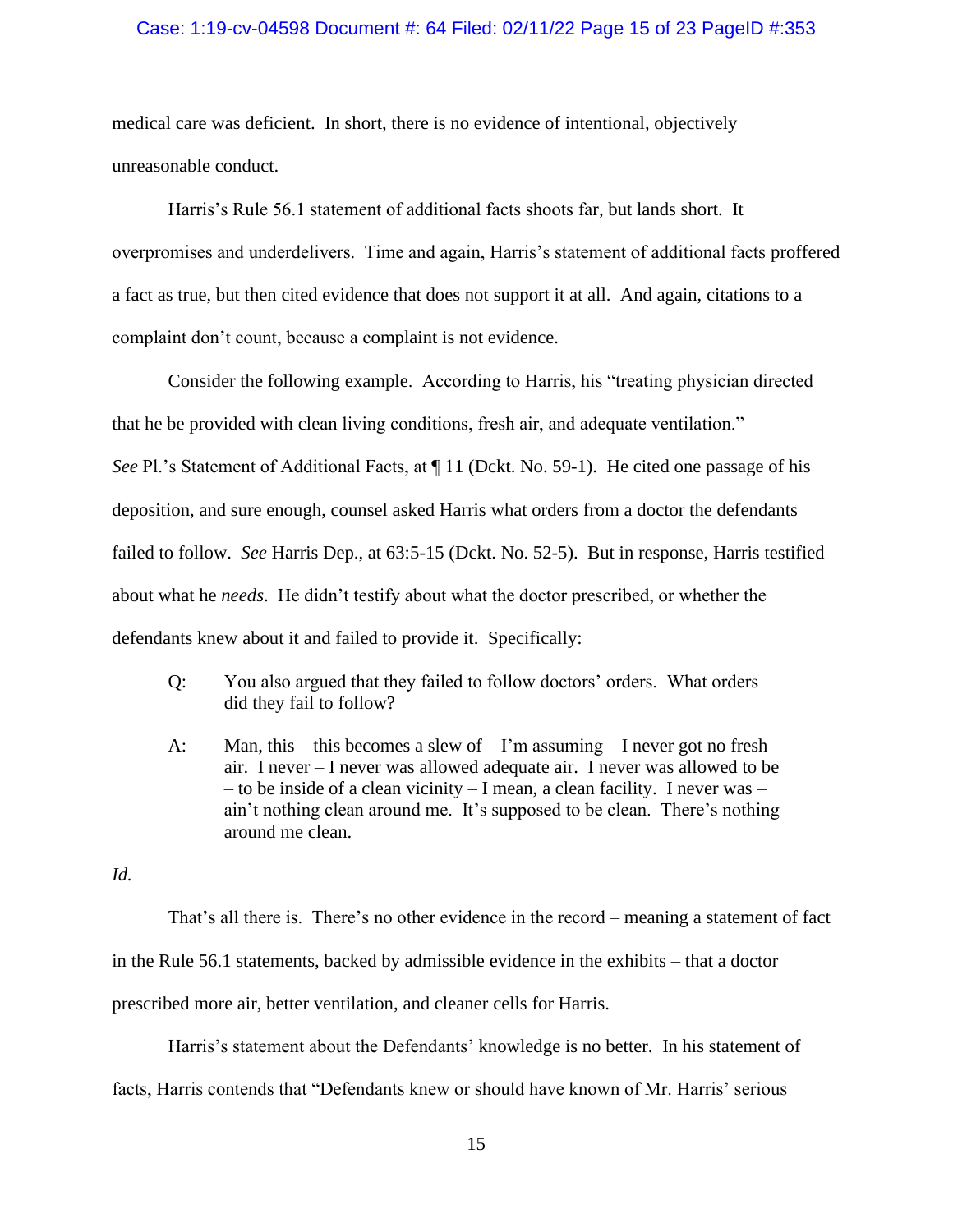medical care was deficient. In short, there is no evidence of intentional, objectively unreasonable conduct.

Harris's Rule 56.1 statement of additional facts shoots far, but lands short. It overpromises and underdelivers. Time and again, Harris's statement of additional facts proffered a fact as true, but then cited evidence that does not support it at all. And again, citations to a complaint don't count, because a complaint is not evidence.

Consider the following example. According to Harris, his "treating physician directed that he be provided with clean living conditions, fresh air, and adequate ventilation." *See* Pl.'s Statement of Additional Facts, at ¶ 11 (Dckt. No. 59-1). He cited one passage of his deposition, and sure enough, counsel asked Harris what orders from a doctor the defendants failed to follow. *See* Harris Dep., at 63:5-15 (Dckt. No. 52-5). But in response, Harris testified about what he *needs*. He didn't testify about what the doctor prescribed, or whether the defendants knew about it and failed to provide it. Specifically:

> Q: You also argued that they failed to follow doctors' orders. What orders did they fail to follow?
>
> A: Man, this – this becomes a slew of – I'm assuming – I never got no fresh air. I never – I never was allowed adequate air. I never was allowed to be – to be inside of a clean vicinity – I mean, a clean facility. I never was – ain't nothing clean around me. It's supposed to be clean. There's nothing around me clean.

*Id.*

That's all there is. There's no other evidence in the record – meaning a statement of fact in the Rule 56.1 statements, backed by admissible evidence in the exhibits – that a doctor prescribed more air, better ventilation, and cleaner cells for Harris.

Harris's statement about the Defendants' knowledge is no better. In his statement of facts, Harris contends that "Defendants knew or should have known of Mr. Harris' serious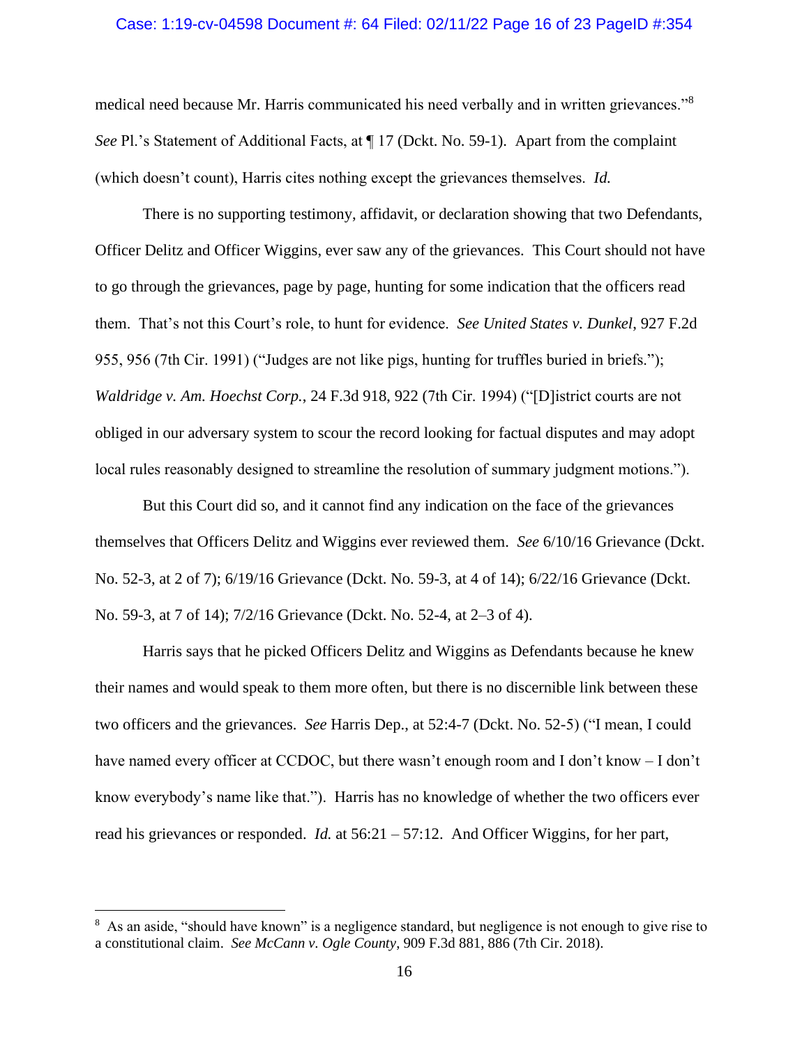medical need because Mr. Harris communicated his need verbally and in written grievances."[8] *See* Pl.'s Statement of Additional Facts, at ¶ 17 (Dckt. No. 59-1). Apart from the complaint (which doesn't count), Harris cites nothing except the grievances themselves. *Id.*

There is no supporting testimony, affidavit, or declaration showing that two Defendants, Officer Delitz and Officer Wiggins, ever saw any of the grievances. This Court should not have to go through the grievances, page by page, hunting for some indication that the officers read them. That's not this Court's role, to hunt for evidence. *See United States v. Dunkel*, 927 F.2d 955, 956 (7th Cir. 1991) ("Judges are not like pigs, hunting for truffles buried in briefs."); *Waldridge v. Am. Hoechst Corp.*, 24 F.3d 918, 922 (7th Cir. 1994) ("[D]istrict courts are not obliged in our adversary system to scour the record looking for factual disputes and may adopt local rules reasonably designed to streamline the resolution of summary judgment motions.").

But this Court did so, and it cannot find any indication on the face of the grievances themselves that Officers Delitz and Wiggins ever reviewed them. *See* 6/10/16 Grievance (Dckt. No. 52-3, at 2 of 7); 6/19/16 Grievance (Dckt. No. 59-3, at 4 of 14); 6/22/16 Grievance (Dckt. No. 59-3, at 7 of 14); 7/2/16 Grievance (Dckt. No. 52-4, at 2–3 of 4).

Harris says that he picked Officers Delitz and Wiggins as Defendants because he knew their names and would speak to them more often, but there is no discernible link between these two officers and the grievances. *See* Harris Dep., at 52:4-7 (Dckt. No. 52-5) ("I mean, I could have named every officer at CCDOC, but there wasn't enough room and I don't know – I don't know everybody's name like that."). Harris has no knowledge of whether the two officers ever read his grievances or responded. *Id.* at 56:21 – 57:12. And Officer Wiggins, for her part,

---

[8] As an aside, "should have known" is a negligence standard, but negligence is not enough to give rise to a constitutional claim. *See McCann v. Ogle County*, 909 F.3d 881, 886 (7th Cir. 2018).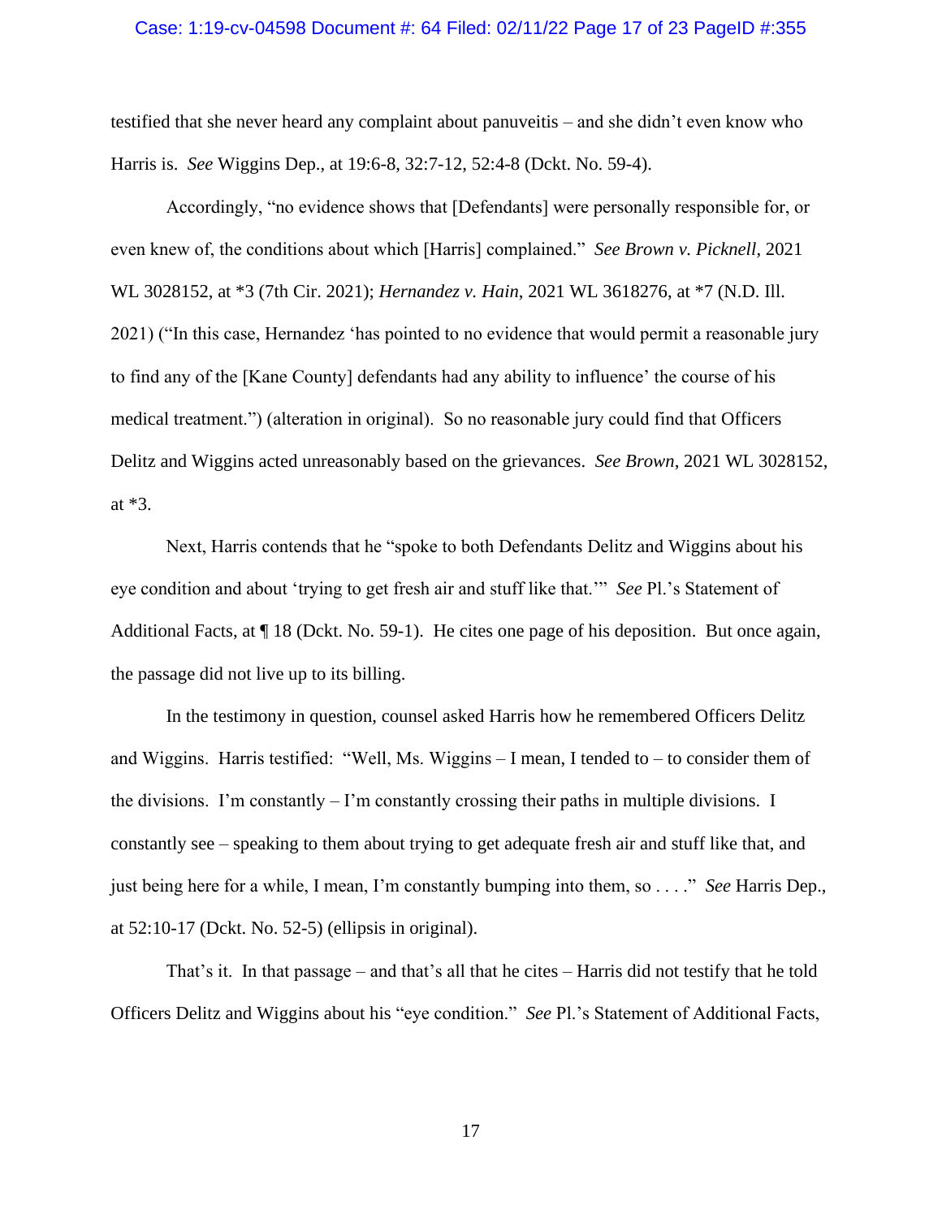testified that she never heard any complaint about panuveitis – and she didn't even know who Harris is. *See* Wiggins Dep., at 19:6-8, 32:7-12, 52:4-8 (Dckt. No. 59-4).

Accordingly, "no evidence shows that [Defendants] were personally responsible for, or even knew of, the conditions about which [Harris] complained." *See Brown v. Picknell*, 2021 WL 3028152, at *3 (7th Cir. 2021); *Hernandez v. Hain*, 2021 WL 3618276, at *7 (N.D. Ill. 2021) ("In this case, Hernandez 'has pointed to no evidence that would permit a reasonable jury to find any of the [Kane County] defendants had any ability to influence' the course of his medical treatment.") (alteration in original). So no reasonable jury could find that Officers Delitz and Wiggins acted unreasonably based on the grievances. *See Brown*, 2021 WL 3028152, at *3.

Next, Harris contends that he "spoke to both Defendants Delitz and Wiggins about his eye condition and about 'trying to get fresh air and stuff like that.'" *See* Pl.'s Statement of Additional Facts, at ¶ 18 (Dckt. No. 59-1). He cites one page of his deposition. But once again, the passage did not live up to its billing.

In the testimony in question, counsel asked Harris how he remembered Officers Delitz and Wiggins. Harris testified: "Well, Ms. Wiggins – I mean, I tended to – to consider them of the divisions. I'm constantly – I'm constantly crossing their paths in multiple divisions. I constantly see – speaking to them about trying to get adequate fresh air and stuff like that, and just being here for a while, I mean, I'm constantly bumping into them, so . . . ." *See* Harris Dep., at 52:10-17 (Dckt. No. 52-5) (ellipsis in original).

That's it. In that passage – and that's all that he cites – Harris did not testify that he told Officers Delitz and Wiggins about his "eye condition." *See* Pl.'s Statement of Additional Facts,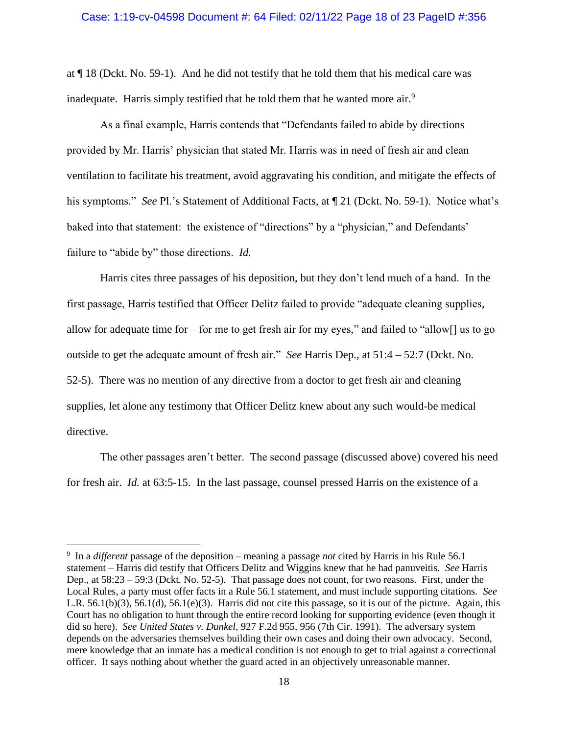at ¶ 18 (Dckt. No. 59-1). And he did not testify that he told them that his medical care was inadequate. Harris simply testified that he told them that he wanted more air.[9]

As a final example, Harris contends that "Defendants failed to abide by directions provided by Mr. Harris' physician that stated Mr. Harris was in need of fresh air and clean ventilation to facilitate his treatment, avoid aggravating his condition, and mitigate the effects of his symptoms." *See* Pl.'s Statement of Additional Facts, at ¶ 21 (Dckt. No. 59-1). Notice what's baked into that statement: the existence of "directions" by a "physician," and Defendants' failure to "abide by" those directions. *Id.*

Harris cites three passages of his deposition, but they don't lend much of a hand. In the first passage, Harris testified that Officer Delitz failed to provide "adequate cleaning supplies, allow for adequate time for – for me to get fresh air for my eyes," and failed to "allow[] us to go outside to get the adequate amount of fresh air." *See* Harris Dep., at 51:4 – 52:7 (Dckt. No. 52-5). There was no mention of any directive from a doctor to get fresh air and cleaning supplies, let alone any testimony that Officer Delitz knew about any such would-be medical directive.

The other passages aren't better. The second passage (discussed above) covered his need for fresh air. *Id.* at 63:5-15. In the last passage, counsel pressed Harris on the existence of a

---

[9] In a *different* passage of the deposition – meaning a passage *not* cited by Harris in his Rule 56.1 statement – Harris did testify that Officers Delitz and Wiggins knew that he had panuveitis. *See* Harris Dep., at 58:23 – 59:3 (Dckt. No. 52-5). That passage does not count, for two reasons. First, under the Local Rules, a party must offer facts in a Rule 56.1 statement, and must include supporting citations. *See* L.R. 56.1(b)(3), 56.1(d), 56.1(e)(3). Harris did not cite this passage, so it is out of the picture. Again, this Court has no obligation to hunt through the entire record looking for supporting evidence (even though it did so here). *See United States v. Dunkel*, 927 F.2d 955, 956 (7th Cir. 1991). The adversary system depends on the adversaries themselves building their own cases and doing their own advocacy. Second, mere knowledge that an inmate has a medical condition is not enough to get to trial against a correctional officer. It says nothing about whether the guard acted in an objectively unreasonable manner.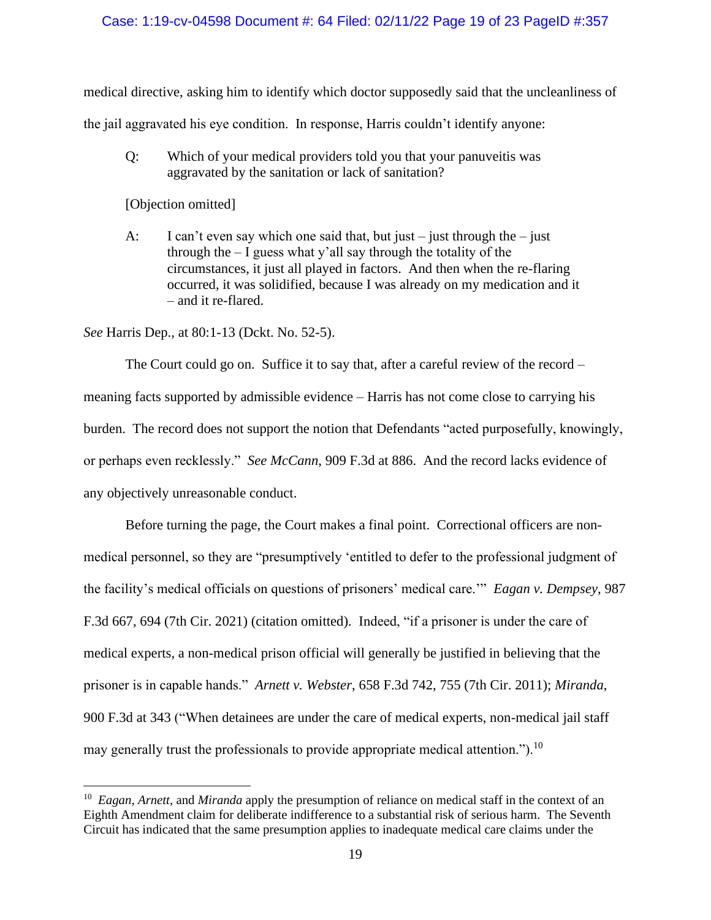medical directive, asking him to identify which doctor supposedly said that the uncleanliness of the jail aggravated his eye condition. In response, Harris couldn't identify anyone:

> Q: Which of your medical providers told you that your panuveitis was aggravated by the sanitation or lack of sanitation?
>
> [Objection omitted]
>
> A: I can't even say which one said that, but just – just through the – just through the – I guess what y'all say through the totality of the circumstances, it just all played in factors. And then when the re-flaring occurred, it was solidified, because I was already on my medication and it – and it re-flared.

*See* Harris Dep., at 80:1-13 (Dckt. No. 52-5).

The Court could go on. Suffice it to say that, after a careful review of the record – meaning facts supported by admissible evidence – Harris has not come close to carrying his burden. The record does not support the notion that Defendants "acted purposefully, knowingly, or perhaps even recklessly." *See McCann*, 909 F.3d at 886. And the record lacks evidence of any objectively unreasonable conduct.

Before turning the page, the Court makes a final point. Correctional officers are non-medical personnel, so they are "presumptively 'entitled to defer to the professional judgment of the facility's medical officials on questions of prisoners' medical care.'" *Eagan v. Dempsey*, 987 F.3d 667, 694 (7th Cir. 2021) (citation omitted). Indeed, "if a prisoner is under the care of medical experts, a non-medical prison official will generally be justified in believing that the prisoner is in capable hands." *Arnett v. Webster*, 658 F.3d 742, 755 (7th Cir. 2011); *Miranda*, 900 F.3d at 343 ("When detainees are under the care of medical experts, non-medical jail staff may generally trust the professionals to provide appropriate medical attention.").[10]

---

[10] *Eagan*, *Arnett*, and *Miranda* apply the presumption of reliance on medical staff in the context of an Eighth Amendment claim for deliberate indifference to a substantial risk of serious harm. The Seventh Circuit has indicated that the same presumption applies to inadequate medical care claims under the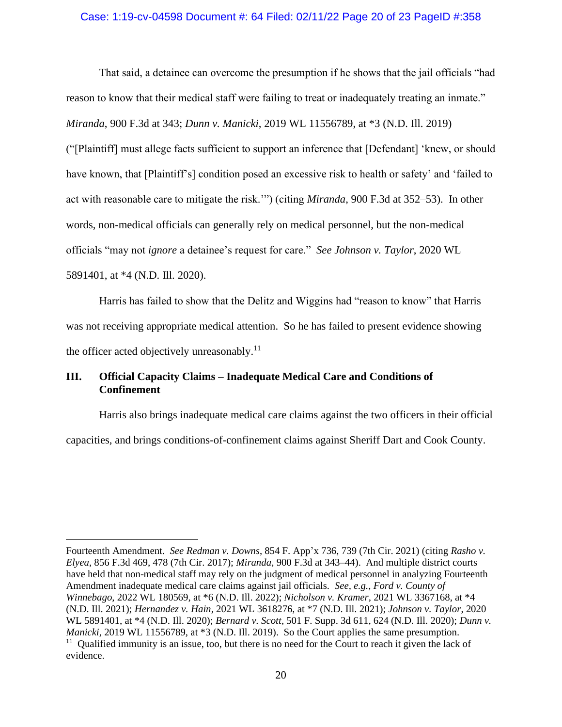That said, a detainee can overcome the presumption if he shows that the jail officials "had reason to know that their medical staff were failing to treat or inadequately treating an inmate." *Miranda*, 900 F.3d at 343; *Dunn v. Manicki*, 2019 WL 11556789, at *3 (N.D. Ill. 2019) ("[Plaintiff] must allege facts sufficient to support an inference that [Defendant] 'knew, or should have known, that [Plaintiff's] condition posed an excessive risk to health or safety' and 'failed to act with reasonable care to mitigate the risk.'") (citing *Miranda*, 900 F.3d at 352–53). In other words, non-medical officials can generally rely on medical personnel, but the non-medical officials "may not *ignore* a detainee's request for care." *See Johnson v. Taylor*, 2020 WL 5891401, at *4 (N.D. Ill. 2020).

Harris has failed to show that the Delitz and Wiggins had "reason to know" that Harris was not receiving appropriate medical attention. So he has failed to present evidence showing the officer acted objectively unreasonably.[11]

## III. Official Capacity Claims – Inadequate Medical Care and Conditions of Confinement

Harris also brings inadequate medical care claims against the two officers in their official capacities, and brings conditions-of-confinement claims against Sheriff Dart and Cook County.

---

Fourteenth Amendment. *See Redman v. Downs*, 854 F. App'x 736, 739 (7th Cir. 2021) (citing *Rasho v. Elyea*, 856 F.3d 469, 478 (7th Cir. 2017); *Miranda*, 900 F.3d at 343–44). And multiple district courts have held that non-medical staff may rely on the judgment of medical personnel in analyzing Fourteenth Amendment inadequate medical care claims against jail officials. *See, e.g.*, *Ford v. County of Winnebago*, 2022 WL 180569, at *6 (N.D. Ill. 2022); *Nicholson v. Kramer*, 2021 WL 3367168, at *4 (N.D. Ill. 2021); *Hernandez v. Hain*, 2021 WL 3618276, at *7 (N.D. Ill. 2021); *Johnson v. Taylor*, 2020 WL 5891401, at *4 (N.D. Ill. 2020); *Bernard v. Scott*, 501 F. Supp. 3d 611, 624 (N.D. Ill. 2020); *Dunn v. Manicki*, 2019 WL 11556789, at *3 (N.D. Ill. 2019). So the Court applies the same presumption.

[11] Qualified immunity is an issue, too, but there is no need for the Court to reach it given the lack of evidence.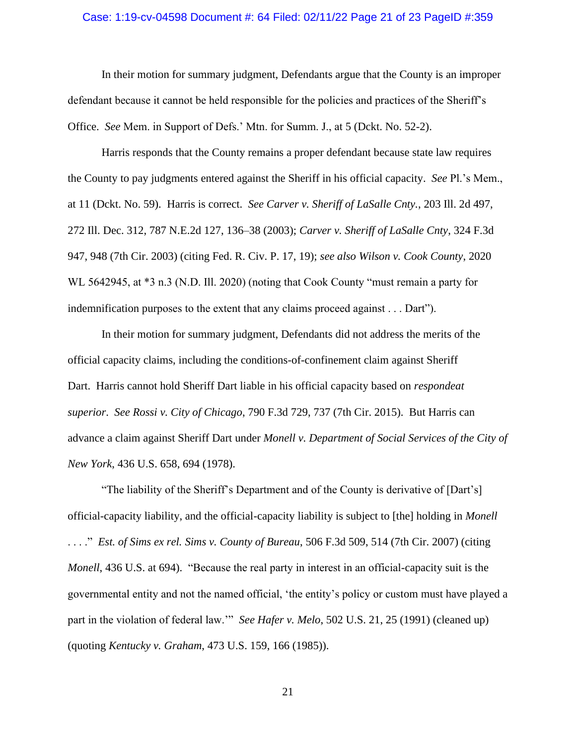In their motion for summary judgment, Defendants argue that the County is an improper defendant because it cannot be held responsible for the policies and practices of the Sheriff's Office. *See* Mem. in Support of Defs.' Mtn. for Summ. J., at 5 (Dckt. No. 52-2).

Harris responds that the County remains a proper defendant because state law requires the County to pay judgments entered against the Sheriff in his official capacity. *See* Pl.'s Mem., at 11 (Dckt. No. 59). Harris is correct. *See Carver v. Sheriff of LaSalle Cnty.*, 203 Ill. 2d 497, 272 Ill. Dec. 312, 787 N.E.2d 127, 136–38 (2003); *Carver v. Sheriff of LaSalle Cnty*, 324 F.3d 947, 948 (7th Cir. 2003) (citing Fed. R. Civ. P. 17, 19); *see also Wilson v. Cook County*, 2020 WL 5642945, at *3 n.3 (N.D. Ill. 2020) (noting that Cook County "must remain a party for indemnification purposes to the extent that any claims proceed against . . . Dart").

In their motion for summary judgment, Defendants did not address the merits of the official capacity claims, including the conditions-of-confinement claim against Sheriff Dart. Harris cannot hold Sheriff Dart liable in his official capacity based on *respondeat superior*. *See Rossi v. City of Chicago*, 790 F.3d 729, 737 (7th Cir. 2015). But Harris can advance a claim against Sheriff Dart under *Monell v. Department of Social Services of the City of New York*, 436 U.S. 658, 694 (1978).

"The liability of the Sheriff's Department and of the County is derivative of [Dart's] official-capacity liability, and the official-capacity liability is subject to [the] holding in *Monell* . . . ." *Est. of Sims ex rel. Sims v. County of Bureau*, 506 F.3d 509, 514 (7th Cir. 2007) (citing *Monell*, 436 U.S. at 694). "Because the real party in interest in an official-capacity suit is the governmental entity and not the named official, 'the entity's policy or custom must have played a part in the violation of federal law.'" *See Hafer v. Melo*, 502 U.S. 21, 25 (1991) (cleaned up) (quoting *Kentucky v. Graham*, 473 U.S. 159, 166 (1985)).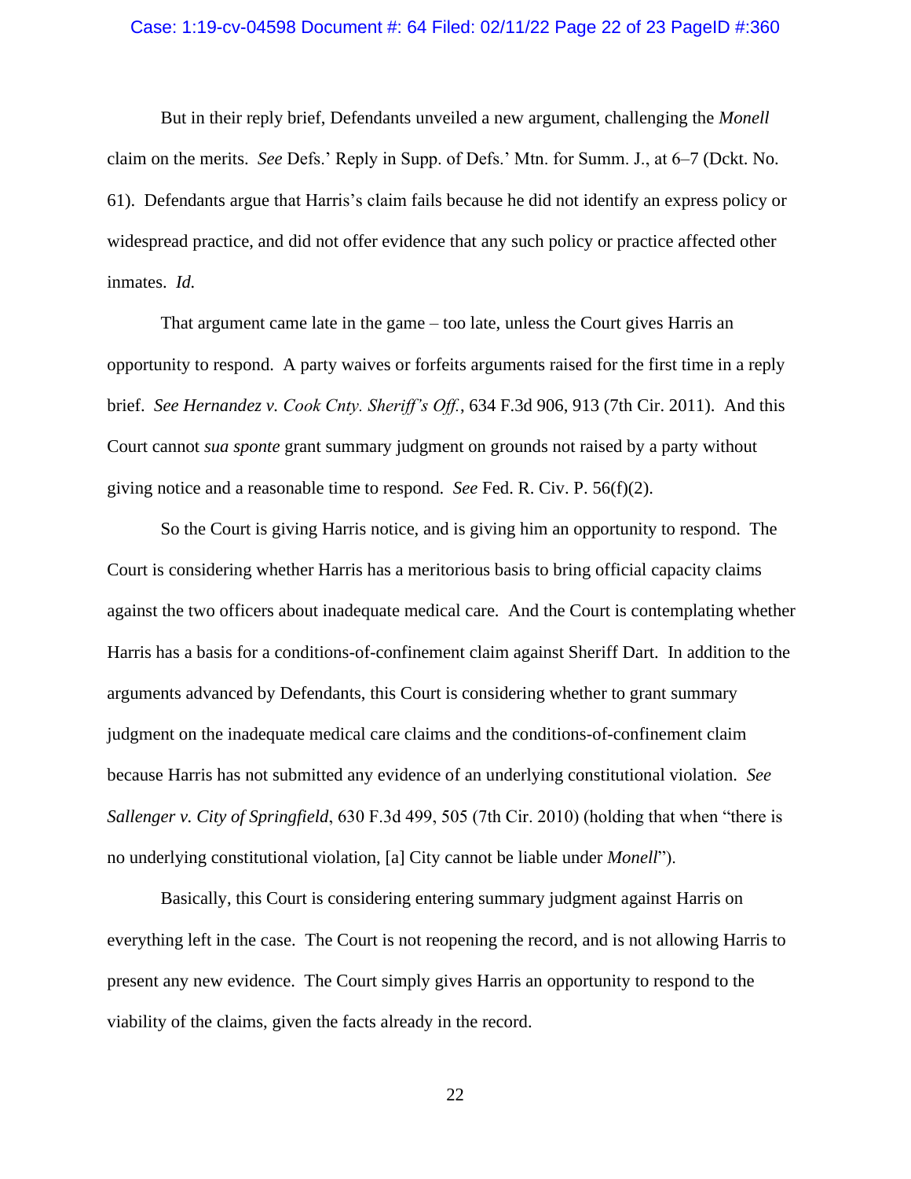But in their reply brief, Defendants unveiled a new argument, challenging the *Monell* claim on the merits. *See* Defs.' Reply in Supp. of Defs.' Mtn. for Summ. J., at 6–7 (Dckt. No. 61). Defendants argue that Harris's claim fails because he did not identify an express policy or widespread practice, and did not offer evidence that any such policy or practice affected other inmates. *Id.*

That argument came late in the game – too late, unless the Court gives Harris an opportunity to respond. A party waives or forfeits arguments raised for the first time in a reply brief. *See Hernandez v. Cook Cnty. Sheriff's Off.*, 634 F.3d 906, 913 (7th Cir. 2011). And this Court cannot *sua sponte* grant summary judgment on grounds not raised by a party without giving notice and a reasonable time to respond. *See* Fed. R. Civ. P. 56(f)(2).

So the Court is giving Harris notice, and is giving him an opportunity to respond. The Court is considering whether Harris has a meritorious basis to bring official capacity claims against the two officers about inadequate medical care. And the Court is contemplating whether Harris has a basis for a conditions-of-confinement claim against Sheriff Dart. In addition to the arguments advanced by Defendants, this Court is considering whether to grant summary judgment on the inadequate medical care claims and the conditions-of-confinement claim because Harris has not submitted any evidence of an underlying constitutional violation. *See Sallenger v. City of Springfield*, 630 F.3d 499, 505 (7th Cir. 2010) (holding that when "there is no underlying constitutional violation, [a] City cannot be liable under *Monell*").

Basically, this Court is considering entering summary judgment against Harris on everything left in the case. The Court is not reopening the record, and is not allowing Harris to present any new evidence. The Court simply gives Harris an opportunity to respond to the viability of the claims, given the facts already in the record.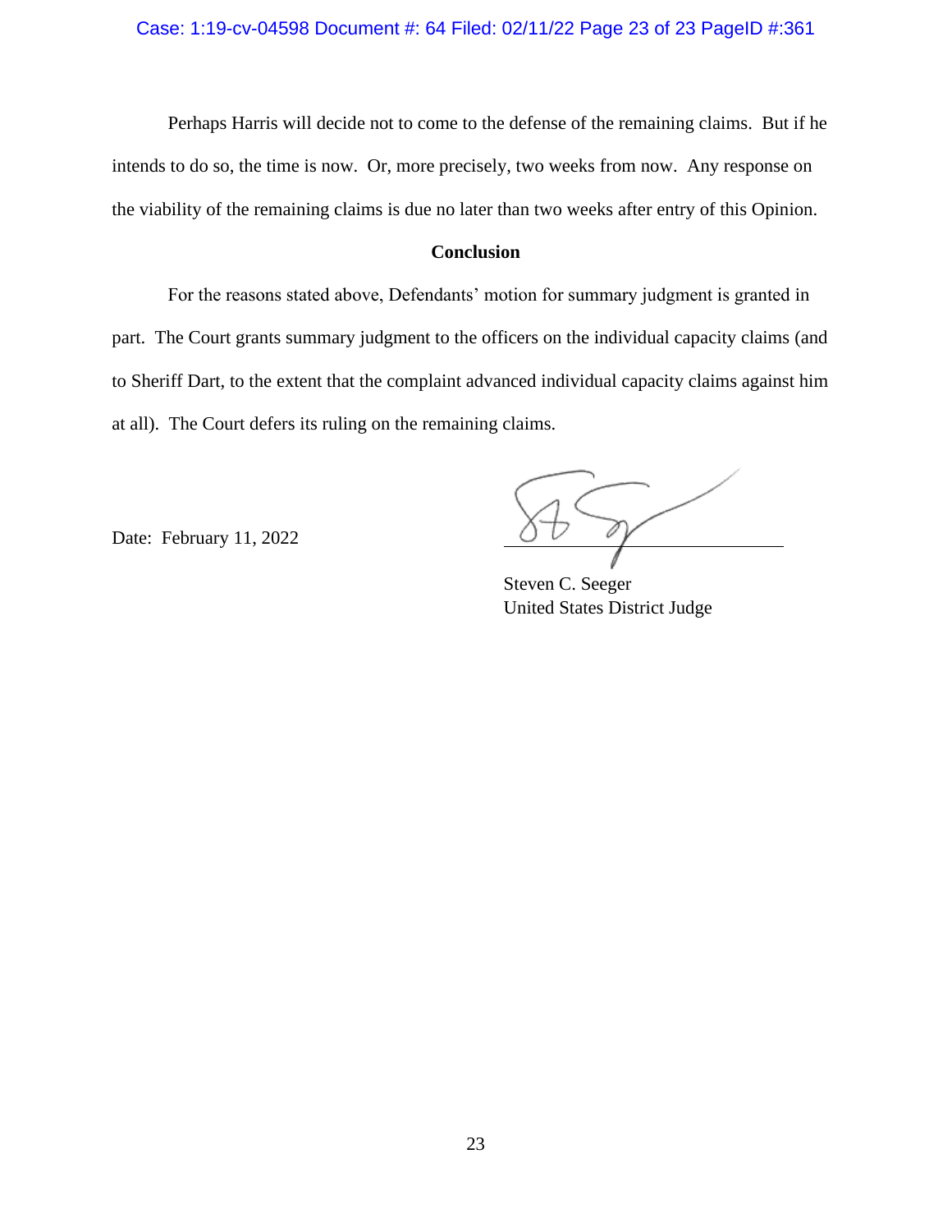Perhaps Harris will decide not to come to the defense of the remaining claims. But if he intends to do so, the time is now. Or, more precisely, two weeks from now. Any response on the viability of the remaining claims is due no later than two weeks after entry of this Opinion.

**Conclusion**

For the reasons stated above, Defendants' motion for summary judgment is granted in part. The Court grants summary judgment to the officers on the individual capacity claims (and to Sheriff Dart, to the extent that the complaint advanced individual capacity claims against him at all). The Court defers its ruling on the remaining claims.

Date: February 11, 2022

Steven C. Seeger
United States District Judge